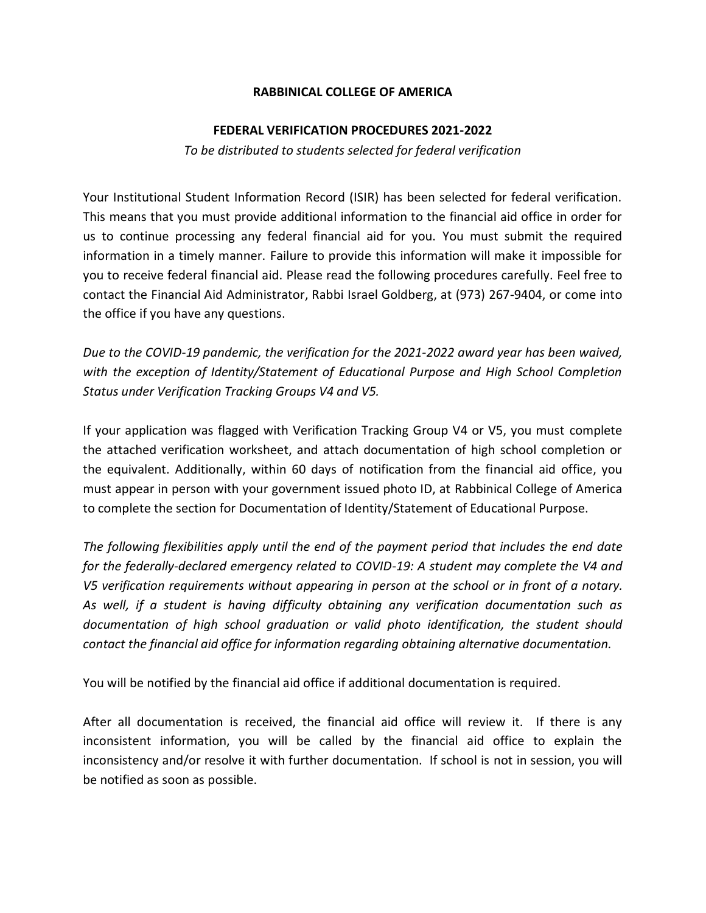**RABBINICAL COLLEGE OF AMERICA**

**FEDERAL VERIFICATION PROCEDURES 2021-2022**

*To be distributed to students selected for federal verification*

Your Institutional Student Information Record (ISIR) has been selected for federal verification. This means that you must provide additional information to the financial aid office in order for us to continue processing any federal financial aid for you. You must submit the required information in a timely manner. Failure to provide this information will make it impossible for you to receive federal financial aid. Please read the following procedures carefully. Feel free to contact the Financial Aid Administrator, Rabbi Israel Goldberg, at (973) 267-9404, or come into the office if you have any questions.

*Due to the COVID-19 pandemic, the verification for the 2021-2022 award year has been waived, with the exception of Identity/Statement of Educational Purpose and High School Completion Status under Verification Tracking Groups V4 and V5.*

If your application was flagged with Verification Tracking Group V4 or V5, you must complete the attached verification worksheet, and attach documentation of high school completion or the equivalent. Additionally, within 60 days of notification from the financial aid office, you must appear in person with your government issued photo ID, at Rabbinical College of America to complete the section for Documentation of Identity/Statement of Educational Purpose.

*The following flexibilities apply until the end of the payment period that includes the end date for the federally-declared emergency related to COVID-19: A student may complete the V4 and V5 verification requirements without appearing in person at the school or in front of a notary. As well, if a student is having difficulty obtaining any verification documentation such as documentation of high school graduation or valid photo identification, the student should contact the financial aid office for information regarding obtaining alternative documentation.*

You will be notified by the financial aid office if additional documentation is required.

After all documentation is received, the financial aid office will review it. If there is any inconsistent information, you will be called by the financial aid office to explain the inconsistency and/or resolve it with further documentation. If school is not in session, you will be notified as soon as possible.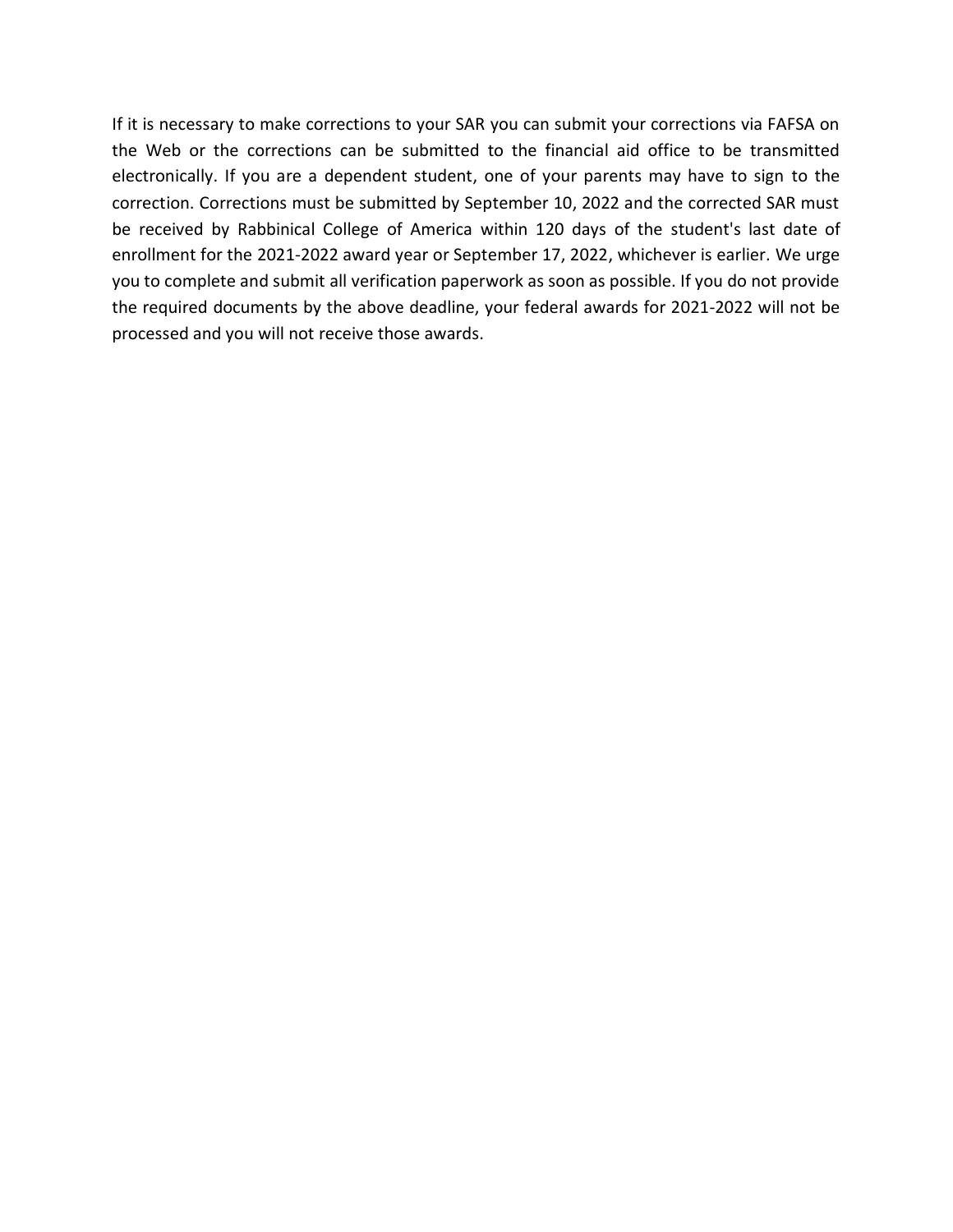If it is necessary to make corrections to your SAR you can submit your corrections via FAFSA on the Web or the corrections can be submitted to the financial aid office to be transmitted electronically. If you are a dependent student, one of your parents may have to sign to the correction. Corrections must be submitted by September 10, 2022 and the corrected SAR must be received by Rabbinical College of America within 120 days of the student's last date of enrollment for the 2021-2022 award year or September 17, 2022, whichever is earlier. We urge you to complete and submit all verification paperwork as soon as possible. If you do not provide the required documents by the above deadline, your federal awards for 2021-2022 will not be processed and you will not receive those awards.